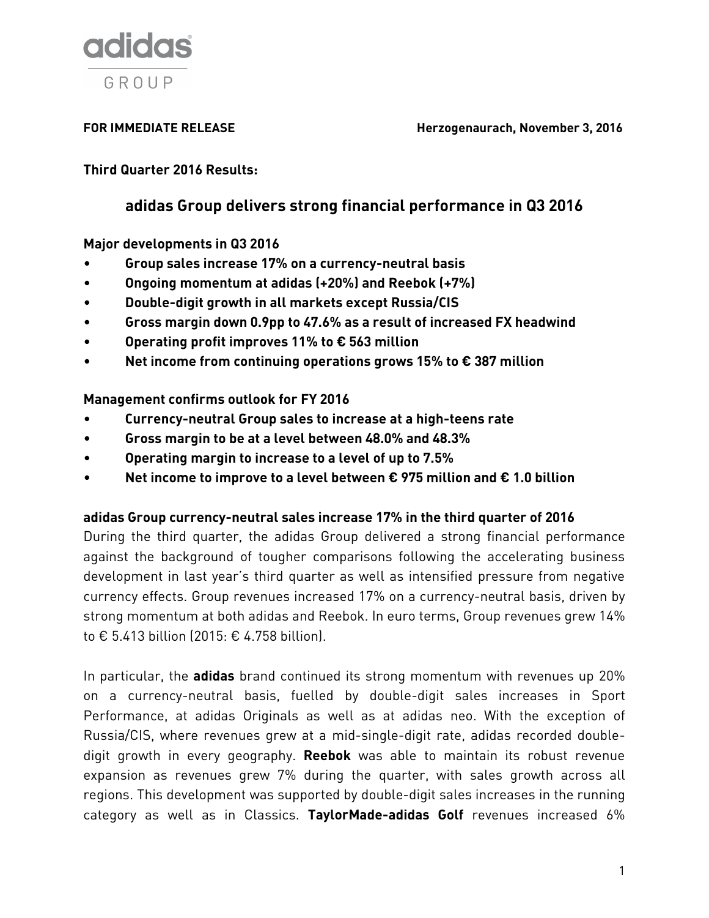adidas GROUP

**FOR IMMEDIATE RELEASE** **Herzogenaurach, November 3, 2016**

**Third Quarter 2016 Results:**

## adidas Group delivers strong financial performance in Q3 2016

**Major developments in Q3 2016**

- **Group sales increase 17% on a currency-neutral basis**
- **Ongoing momentum at adidas (+20%) and Reebok (+7%)**
- **Double-digit growth in all markets except Russia/CIS**
- **Gross margin down 0.9pp to 47.6% as a result of increased FX headwind**
- **Operating profit improves 11% to € 563 million**
- **Net income from continuing operations grows 15% to € 387 million**

**Management confirms outlook for FY 2016**

- **Currency-neutral Group sales to increase at a high-teens rate**
- **Gross margin to be at a level between 48.0% and 48.3%**
- **Operating margin to increase to a level of up to 7.5%**
- **Net income to improve to a level between € 975 million and € 1.0 billion**

**adidas Group currency-neutral sales increase 17% in the third quarter of 2016**

During the third quarter, the adidas Group delivered a strong financial performance against the background of tougher comparisons following the accelerating business development in last year's third quarter as well as intensified pressure from negative currency effects. Group revenues increased 17% on a currency-neutral basis, driven by strong momentum at both adidas and Reebok. In euro terms, Group revenues grew 14% to € 5.413 billion (2015: € 4.758 billion).

In particular, the **adidas** brand continued its strong momentum with revenues up 20% on a currency-neutral basis, fuelled by double-digit sales increases in Sport Performance, at adidas Originals as well as at adidas neo. With the exception of Russia/CIS, where revenues grew at a mid-single-digit rate, adidas recorded double-digit growth in every geography. **Reebok** was able to maintain its robust revenue expansion as revenues grew 7% during the quarter, with sales growth across all regions. This development was supported by double-digit sales increases in the running category as well as in Classics. **TaylorMade-adidas Golf** revenues increased 6%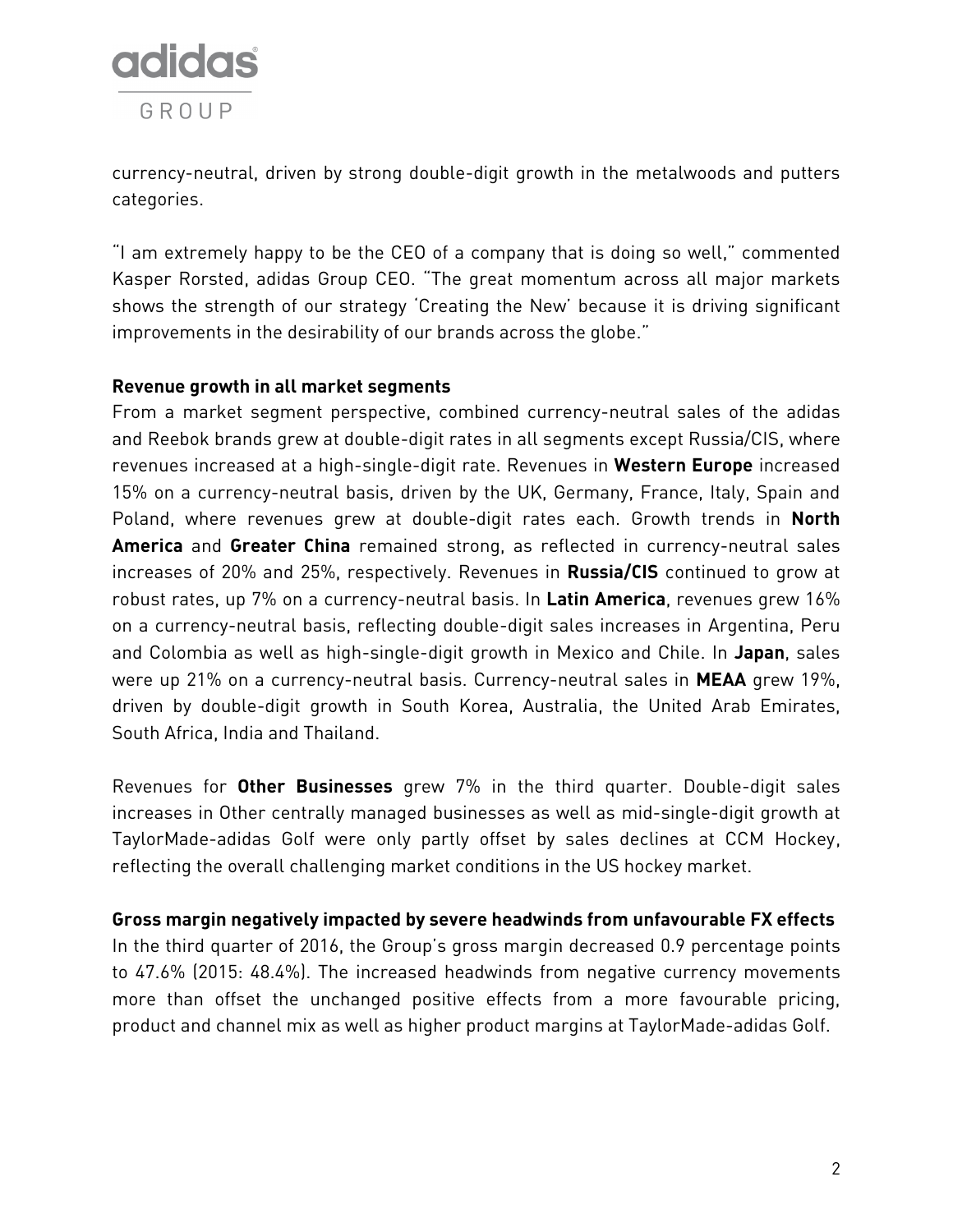currency-neutral, driven by strong double-digit growth in the metalwoods and putters categories.

"I am extremely happy to be the CEO of a company that is doing so well," commented Kasper Rorsted, adidas Group CEO. "The great momentum across all major markets shows the strength of our strategy 'Creating the New' because it is driving significant improvements in the desirability of our brands across the globe."

**Revenue growth in all market segments**

From a market segment perspective, combined currency-neutral sales of the adidas and Reebok brands grew at double-digit rates in all segments except Russia/CIS, where revenues increased at a high-single-digit rate. Revenues in **Western Europe** increased 15% on a currency-neutral basis, driven by the UK, Germany, France, Italy, Spain and Poland, where revenues grew at double-digit rates each. Growth trends in **North America** and **Greater China** remained strong, as reflected in currency-neutral sales increases of 20% and 25%, respectively. Revenues in **Russia/CIS** continued to grow at robust rates, up 7% on a currency-neutral basis. In **Latin America**, revenues grew 16% on a currency-neutral basis, reflecting double-digit sales increases in Argentina, Peru and Colombia as well as high-single-digit growth in Mexico and Chile. In **Japan**, sales were up 21% on a currency-neutral basis. Currency-neutral sales in **MEAA** grew 19%, driven by double-digit growth in South Korea, Australia, the United Arab Emirates, South Africa, India and Thailand.

Revenues for **Other Businesses** grew 7% in the third quarter. Double-digit sales increases in Other centrally managed businesses as well as mid-single-digit growth at TaylorMade-adidas Golf were only partly offset by sales declines at CCM Hockey, reflecting the overall challenging market conditions in the US hockey market.

**Gross margin negatively impacted by severe headwinds from unfavourable FX effects**

In the third quarter of 2016, the Group's gross margin decreased 0.9 percentage points to 47.6% (2015: 48.4%). The increased headwinds from negative currency movements more than offset the unchanged positive effects from a more favourable pricing, product and channel mix as well as higher product margins at TaylorMade-adidas Golf.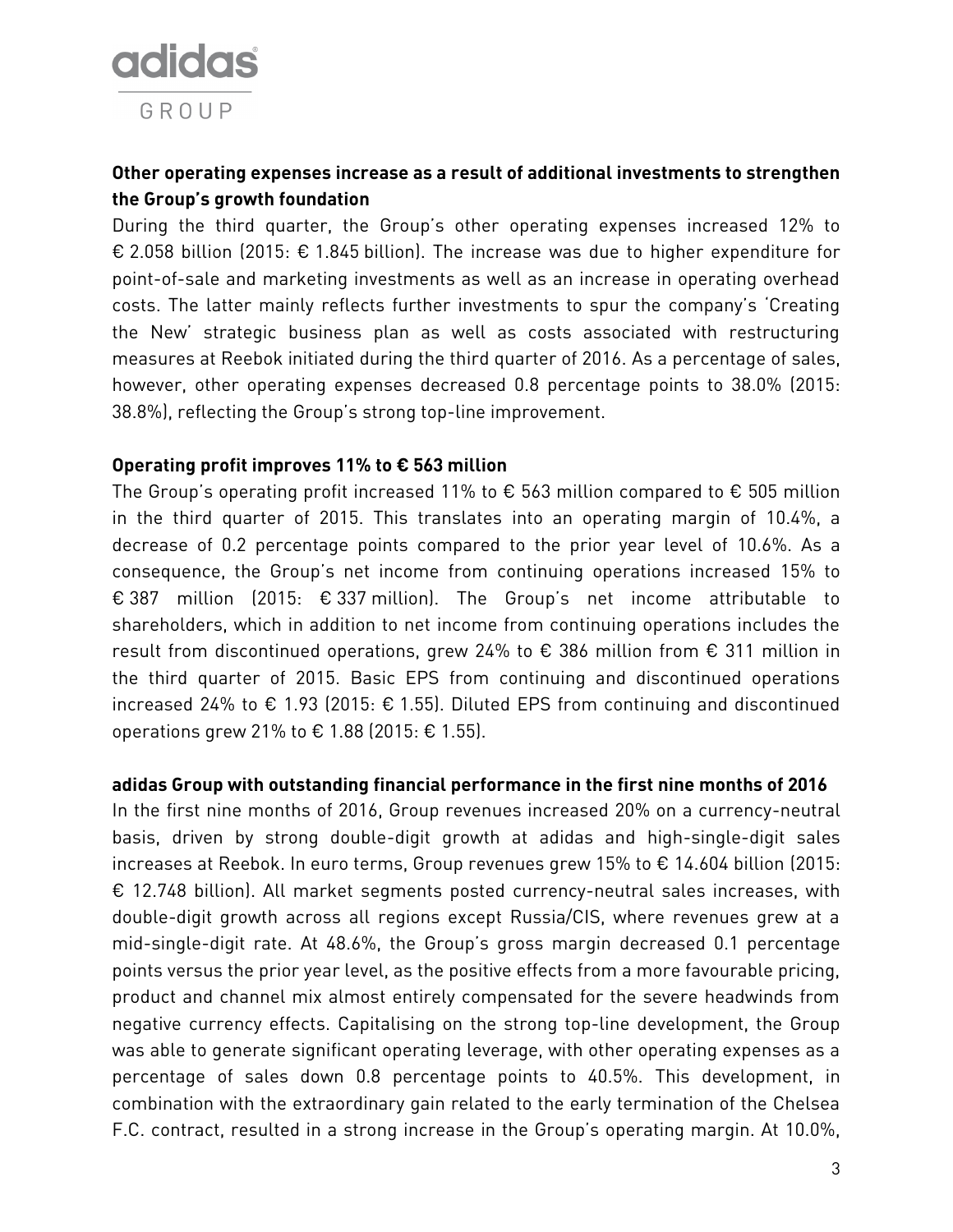**Other operating expenses increase as a result of additional investments to strengthen the Group's growth foundation**

During the third quarter, the Group's other operating expenses increased 12% to € 2.058 billion (2015: € 1.845 billion). The increase was due to higher expenditure for point-of-sale and marketing investments as well as an increase in operating overhead costs. The latter mainly reflects further investments to spur the company's 'Creating the New' strategic business plan as well as costs associated with restructuring measures at Reebok initiated during the third quarter of 2016. As a percentage of sales, however, other operating expenses decreased 0.8 percentage points to 38.0% (2015: 38.8%), reflecting the Group's strong top-line improvement.

**Operating profit improves 11% to € 563 million**

The Group's operating profit increased 11% to € 563 million compared to € 505 million in the third quarter of 2015. This translates into an operating margin of 10.4%, a decrease of 0.2 percentage points compared to the prior year level of 10.6%. As a consequence, the Group's net income from continuing operations increased 15% to € 387 million (2015: € 337 million). The Group's net income attributable to shareholders, which in addition to net income from continuing operations includes the result from discontinued operations, grew 24% to € 386 million from € 311 million in the third quarter of 2015. Basic EPS from continuing and discontinued operations increased 24% to € 1.93 (2015: € 1.55). Diluted EPS from continuing and discontinued operations grew 21% to € 1.88 (2015: € 1.55).

**adidas Group with outstanding financial performance in the first nine months of 2016**

In the first nine months of 2016, Group revenues increased 20% on a currency-neutral basis, driven by strong double-digit growth at adidas and high-single-digit sales increases at Reebok. In euro terms, Group revenues grew 15% to € 14.604 billion (2015: € 12.748 billion). All market segments posted currency-neutral sales increases, with double-digit growth across all regions except Russia/CIS, where revenues grew at a mid-single-digit rate. At 48.6%, the Group's gross margin decreased 0.1 percentage points versus the prior year level, as the positive effects from a more favourable pricing, product and channel mix almost entirely compensated for the severe headwinds from negative currency effects. Capitalising on the strong top-line development, the Group was able to generate significant operating leverage, with other operating expenses as a percentage of sales down 0.8 percentage points to 40.5%. This development, in combination with the extraordinary gain related to the early termination of the Chelsea F.C. contract, resulted in a strong increase in the Group's operating margin. At 10.0%,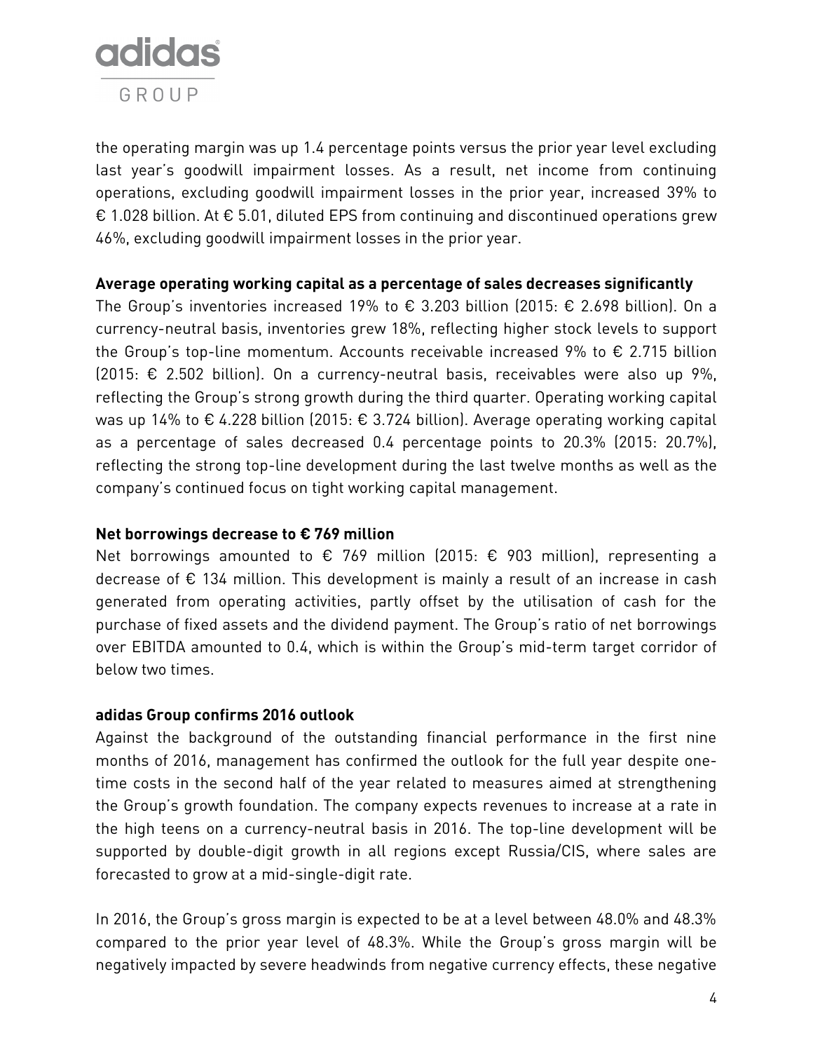the operating margin was up 1.4 percentage points versus the prior year level excluding last year's goodwill impairment losses. As a result, net income from continuing operations, excluding goodwill impairment losses in the prior year, increased 39% to € 1.028 billion. At € 5.01, diluted EPS from continuing and discontinued operations grew 46%, excluding goodwill impairment losses in the prior year.

**Average operating working capital as a percentage of sales decreases significantly**

The Group's inventories increased 19% to € 3.203 billion (2015: € 2.698 billion). On a currency-neutral basis, inventories grew 18%, reflecting higher stock levels to support the Group's top-line momentum. Accounts receivable increased 9% to € 2.715 billion (2015: € 2.502 billion). On a currency-neutral basis, receivables were also up 9%, reflecting the Group's strong growth during the third quarter. Operating working capital was up 14% to € 4.228 billion (2015: € 3.724 billion). Average operating working capital as a percentage of sales decreased 0.4 percentage points to 20.3% (2015: 20.7%), reflecting the strong top-line development during the last twelve months as well as the company's continued focus on tight working capital management.

**Net borrowings decrease to € 769 million**

Net borrowings amounted to € 769 million (2015: € 903 million), representing a decrease of € 134 million. This development is mainly a result of an increase in cash generated from operating activities, partly offset by the utilisation of cash for the purchase of fixed assets and the dividend payment. The Group's ratio of net borrowings over EBITDA amounted to 0.4, which is within the Group's mid-term target corridor of below two times.

**adidas Group confirms 2016 outlook**

Against the background of the outstanding financial performance in the first nine months of 2016, management has confirmed the outlook for the full year despite one-time costs in the second half of the year related to measures aimed at strengthening the Group's growth foundation. The company expects revenues to increase at a rate in the high teens on a currency-neutral basis in 2016. The top-line development will be supported by double-digit growth in all regions except Russia/CIS, where sales are forecasted to grow at a mid-single-digit rate.

In 2016, the Group's gross margin is expected to be at a level between 48.0% and 48.3% compared to the prior year level of 48.3%. While the Group's gross margin will be negatively impacted by severe headwinds from negative currency effects, these negative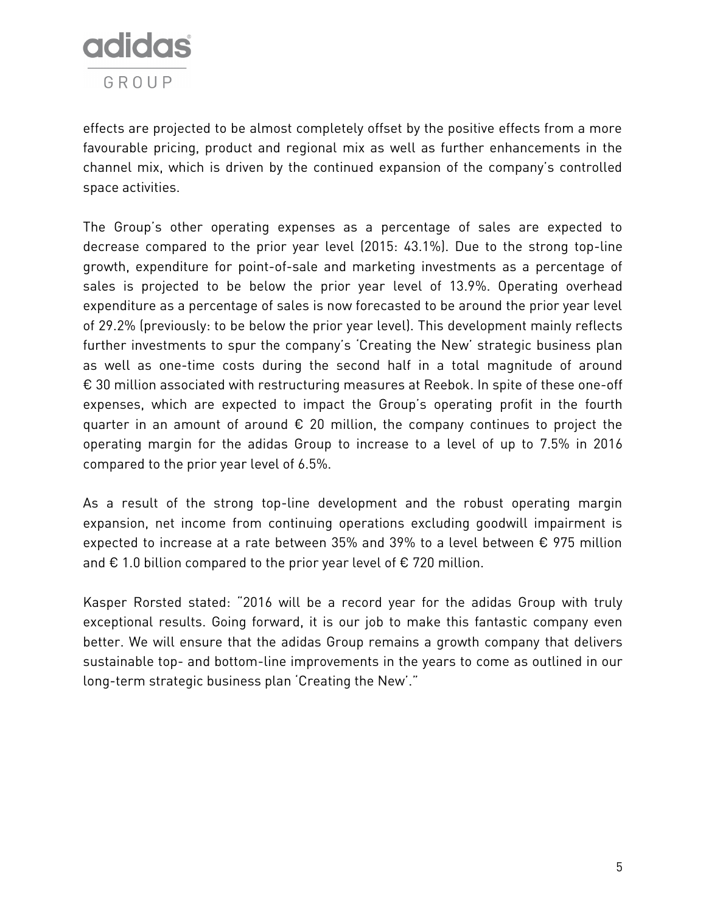effects are projected to be almost completely offset by the positive effects from a more favourable pricing, product and regional mix as well as further enhancements in the channel mix, which is driven by the continued expansion of the company's controlled space activities.

The Group's other operating expenses as a percentage of sales are expected to decrease compared to the prior year level (2015: 43.1%). Due to the strong top-line growth, expenditure for point-of-sale and marketing investments as a percentage of sales is projected to be below the prior year level of 13.9%. Operating overhead expenditure as a percentage of sales is now forecasted to be around the prior year level of 29.2% (previously: to be below the prior year level). This development mainly reflects further investments to spur the company's 'Creating the New' strategic business plan as well as one-time costs during the second half in a total magnitude of around € 30 million associated with restructuring measures at Reebok. In spite of these one-off expenses, which are expected to impact the Group's operating profit in the fourth quarter in an amount of around € 20 million, the company continues to project the operating margin for the adidas Group to increase to a level of up to 7.5% in 2016 compared to the prior year level of 6.5%.

As a result of the strong top-line development and the robust operating margin expansion, net income from continuing operations excluding goodwill impairment is expected to increase at a rate between 35% and 39% to a level between € 975 million and € 1.0 billion compared to the prior year level of € 720 million.

Kasper Rorsted stated: "2016 will be a record year for the adidas Group with truly exceptional results. Going forward, it is our job to make this fantastic company even better. We will ensure that the adidas Group remains a growth company that delivers sustainable top- and bottom-line improvements in the years to come as outlined in our long-term strategic business plan 'Creating the New'."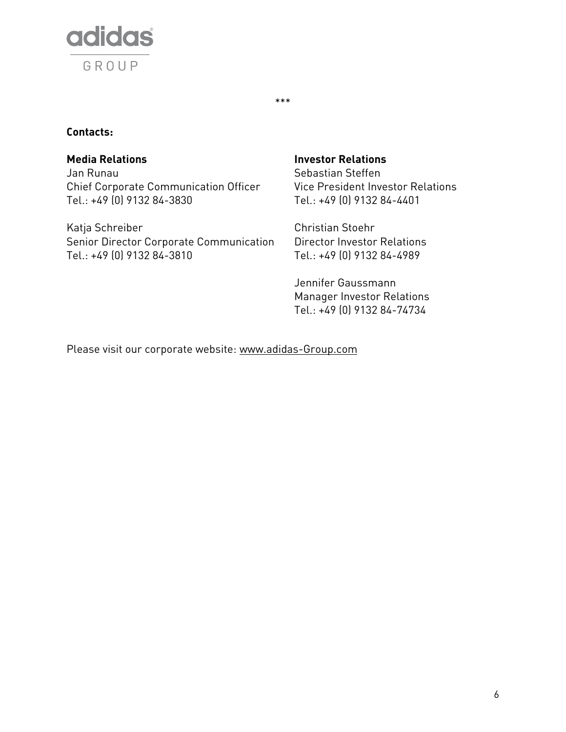\*\*\*

**Contacts:**

**Media Relations**
Jan Runau
Chief Corporate Communication Officer
Tel.: +49 (0) 9132 84-3830

Katja Schreiber
Senior Director Corporate Communication
Tel.: +49 (0) 9132 84-3810

**Investor Relations**
Sebastian Steffen
Vice President Investor Relations
Tel.: +49 (0) 9132 84-4401

Christian Stoehr
Director Investor Relations
Tel.: +49 (0) 9132 84-4989

Jennifer Gaussmann
Manager Investor Relations
Tel.: +49 (0) 9132 84-74734

Please visit our corporate website: www.adidas-Group.com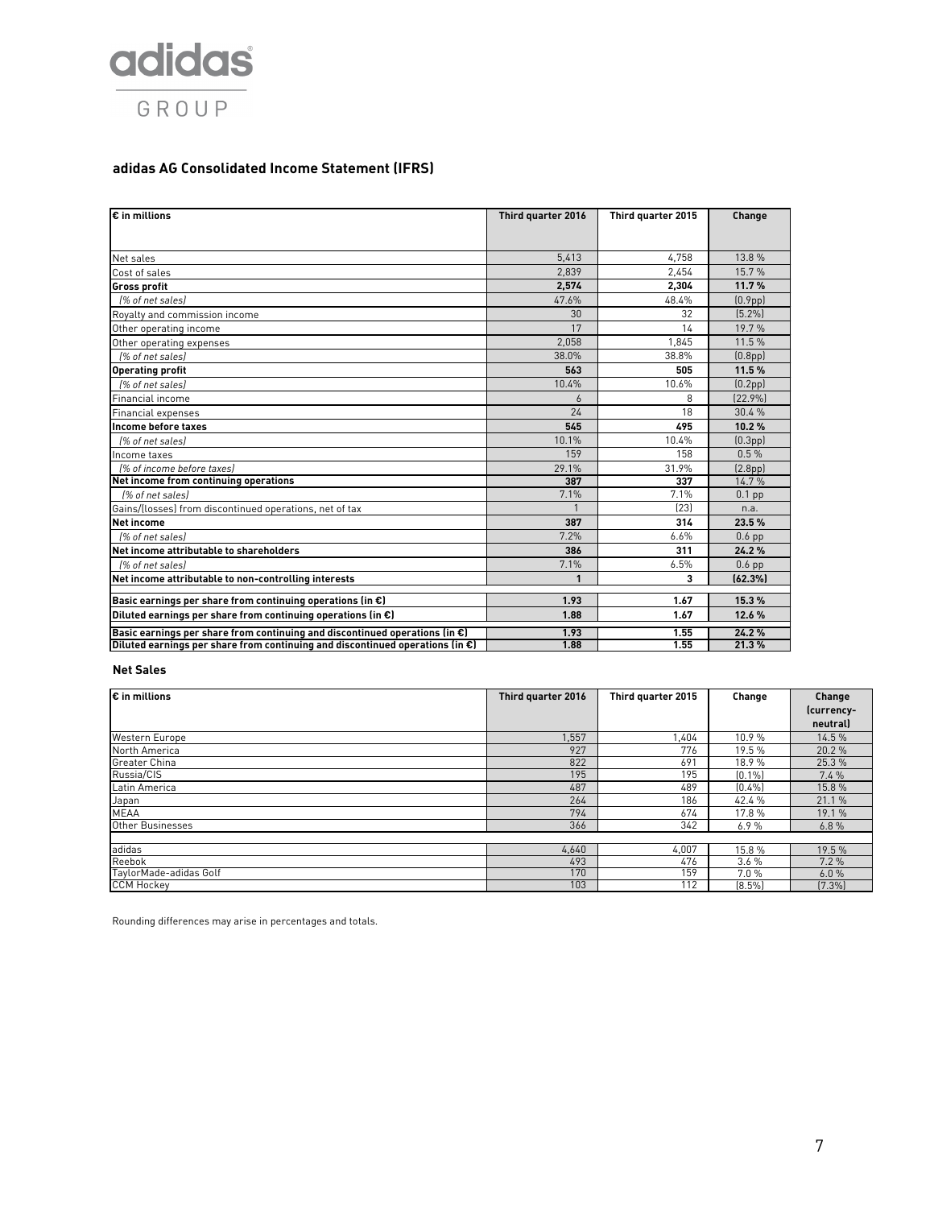adidas GROUP

## adidas AG Consolidated Income Statement (IFRS)

| € in millions | Third quarter 2016 | Third quarter 2015 | Change |
|---|---|---|---|
| Net sales | 5,413 | 4,758 | 13.8 % |
| Cost of sales | 2,839 | 2,454 | 15.7 % |
| **Gross profit** | **2,574** | **2,304** | **11.7 %** |
| *(% of net sales)* | 47.6% | 48.4% | (0.9pp) |
| Royalty and commission income | 30 | 32 | (5.2%) |
| Other operating income | 17 | 14 | 19.7 % |
| Other operating expenses | 2,058 | 1,845 | 11.5 % |
| *(% of net sales)* | 38.0% | 38.8% | (0.8pp) |
| **Operating profit** | **563** | **505** | **11.5 %** |
| *(% of net sales)* | 10.4% | 10.6% | (0.2pp) |
| Financial income | 6 | 8 | (22.9%) |
| Financial expenses | 24 | 18 | 30.4 % |
| **Income before taxes** | **545** | **495** | **10.2 %** |
| *(% of net sales)* | 10.1% | 10.4% | (0.3pp) |
| Income taxes | 159 | 158 | 0.5 % |
| *(% of income before taxes)* | 29.1% | 31.9% | (2.8pp) |
| **Net income from continuing operations** | **387** | **337** | 14.7 % |
| *(% of net sales)* | 7.1% | 7.1% | 0.1 pp |
| Gains/(losses) from discontinued operations, net of tax | 1 | (23) | n.a. |
| **Net income** | **387** | **314** | **23.5 %** |
| *(% of net sales)* | 7.2% | 6.6% | 0.6 pp |
| **Net income attributable to shareholders** | **386** | **311** | **24.2 %** |
| *(% of net sales)* | 7.1% | 6.5% | 0.6 pp |
| **Net income attributable to non-controlling interests** | **1** | **3** | **(62.3%)** |
| **Basic earnings per share from continuing operations (in €)** | **1.93** | **1.67** | **15.3 %** |
| **Diluted earnings per share from continuing operations (in €)** | **1.88** | **1.67** | **12.6 %** |
| **Basic earnings per share from continuing and discontinued operations (in €)** | **1.93** | **1.55** | **24.2 %** |
| **Diluted earnings per share from continuing and discontinued operations (in €)** | **1.88** | **1.55** | **21.3 %** |

### Net Sales

| € in millions | Third quarter 2016 | Third quarter 2015 | Change | Change (currency-neutral) |
|---|---|---|---|---|
| Western Europe | 1,557 | 1,404 | 10.9 % | 14.5 % |
| North America | 927 | 776 | 19.5 % | 20.2 % |
| Greater China | 822 | 691 | 18.9 % | 25.3 % |
| Russia/CIS | 195 | 195 | (0.1%) | 7.4 % |
| Latin America | 487 | 489 | (0.4%) | 15.8 % |
| Japan | 264 | 186 | 42.4 % | 21.1 % |
| MEAA | 794 | 674 | 17.8 % | 19.1 % |
| Other Businesses | 366 | 342 | 6.9 % | 6.8 % |
| | | | | |
| adidas | 4,640 | 4,007 | 15.8 % | 19.5 % |
| Reebok | 493 | 476 | 3.6 % | 7.2 % |
| TaylorMade-adidas Golf | 170 | 159 | 7.0 % | 6.0 % |
| CCM Hockey | 103 | 112 | (8.5%) | (7.3%) |

Rounding differences may arise in percentages and totals.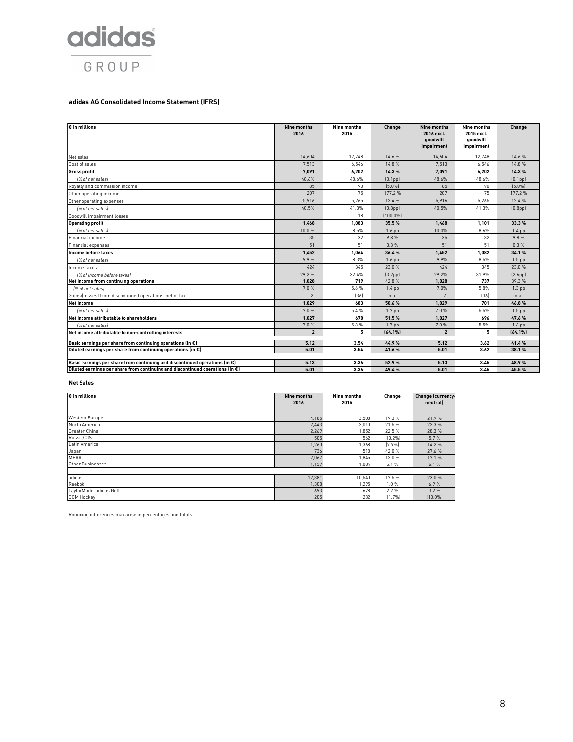adidas GROUP

**adidas AG Consolidated Income Statement (IFRS)**

| € in millions | Nine months 2016 | Nine months 2015 | Change | Nine months 2016 excl. goodwill impairment | Nine months 2015 excl. goodwill impairment | Change |
|---|---|---|---|---|---|---|
| Net sales | 14,604 | 12,748 | 14.6 % | 14,604 | 12,748 | 14.6 % |
| Cost of sales | 7,513 | 6,546 | 14.8 % | 7,513 | 6,546 | 14.8 % |
| **Gross profit** | **7,091** | **6,202** | **14.3 %** | **7,091** | **6,202** | **14.3 %** |
| *(% of net sales)* | 48.6% | 48.6% | (0.1pp) | 48.6% | 48.6% | (0.1pp) |
| Royalty and commission income | 85 | 90 | (5.0%) | 85 | 90 | (5.0%) |
| Other operating income | 207 | 75 | 177.2 % | 207 | 75 | 177.2 % |
| Other operating expenses | 5,916 | 5,265 | 12.4 % | 5,916 | 5,265 | 12.4 % |
| *(% of net sales)* | 40.5% | 41.3% | (0.8pp) | 40.5% | 41.3% | (0.8pp) |
| Goodwill impairment losses | - | 18 | (100.0%) | - | - | - |
| **Operating profit** | **1,468** | **1,083** | **35.5 %** | **1,468** | **1,101** | **33.3 %** |
| *(% of net sales)* | 10.0 % | 8.5% | 1.6 pp | 10.0% | 8.6% | 1.4 pp |
| Financial income | 35 | 32 | 9.8 % | 35 | 32 | 9.8 % |
| Financial expenses | 51 | 51 | 0.3 % | 51 | 51 | 0.3 % |
| **Income before taxes** | **1,452** | **1,064** | **36.4 %** | **1,452** | **1,082** | **34.1 %** |
| *(% of net sales)* | 9.9 % | 8.3% | 1.6 pp | 9.9% | 8.5% | 1.5 pp |
| Income taxes | 424 | 345 | 23.0 % | 424 | 345 | 23.0 % |
| *(% of income before taxes)* | 29.2 % | 32.4% | (3.2pp) | 29.2% | 31.9% | (2.6pp) |
| **Net income from continuing operations** | **1,028** | **719** | **42.8 %** | **1,028** | **737** | 39.3 % |
| *(% of net sales)* | 7.0 % | 5.6 % | 1.4 pp | 7.0% | 5.8% | 1.3 pp |
| Gains/(losses) from discontinued operations, net of tax | 2 | (36) | n.a. | 2 | (36) | n.a. |
| **Net income** | **1,029** | **683** | **50.6 %** | **1,029** | **701** | **46.8 %** |
| *(% of net sales)* | 7.0 % | 5.4 % | 1.7 pp | 7.0 % | 5.5% | 1.5 pp |
| **Net income attributable to shareholders** | **1,027** | **678** | **51.5 %** | **1,027** | **696** | **47.6 %** |
| *(% of net sales)* | 7.0 % | 5.3 % | 1.7 pp | 7.0 % | 5.5% | 1.6 pp |
| **Net income attributable to non-controlling interests** | **2** | **5** | **(64.1%)** | **2** | **5** | **(64.1%)** |
| | | | | | | |
| **Basic earnings per share from continuing operations (in €)** | **5.12** | **3.54** | **44.9 %** | **5.12** | **3.62** | **41.4 %** |
| **Diluted earnings per share from continuing operations (in €)** | **5.01** | **3.54** | **41.6 %** | **5.01** | **3.62** | **38.1 %** |
| | | | | | | |
| **Basic earnings per share from continuing and discontinued operations (in €)** | **5.13** | **3.36** | **52.9 %** | **5.13** | **3.45** | **48.9 %** |
| **Diluted earnings per share from continuing and discontinued operations (in €)** | **5.01** | **3.36** | **49.4 %** | **5.01** | **3.45** | **45.5 %** |

**Net Sales**

| € in millions | Nine months 2016 | Nine months 2015 | Change | Change (currency-neutral) |
|---|---|---|---|---|
| Western Europe | 4,185 | 3,508 | 19.3 % | 21.9 % |
| North America | 2,443 | 2,010 | 21.5 % | 22.3 % |
| Greater China | 2,269 | 1,852 | 22.5 % | 28.3 % |
| Russia/CIS | 505 | 562 | (10.2%) | 5.7 % |
| Latin America | 1,260 | 1,368 | (7.9%) | 14.2 % |
| Japan | 736 | 518 | 42.0 % | 27.6 % |
| MEAA | 2,067 | 1,845 | 12.0 % | 17.1 % |
| Other Businesses | 1,139 | 1,084 | 5.1 % | 6.1 % |
| | | | | |
| adidas | 12,381 | 10,540 | 17.5 % | 23.0 % |
| Reebok | 1,308 | 1,295 | 1.0 % | 6.9 % |
| TaylorMade-adidas Golf | 693 | 678 | 2.2 % | 3.2 % |
| CCM Hockey | 205 | 232 | (11.7%) | (10.0%) |

Rounding differences may arise in percentages and totals.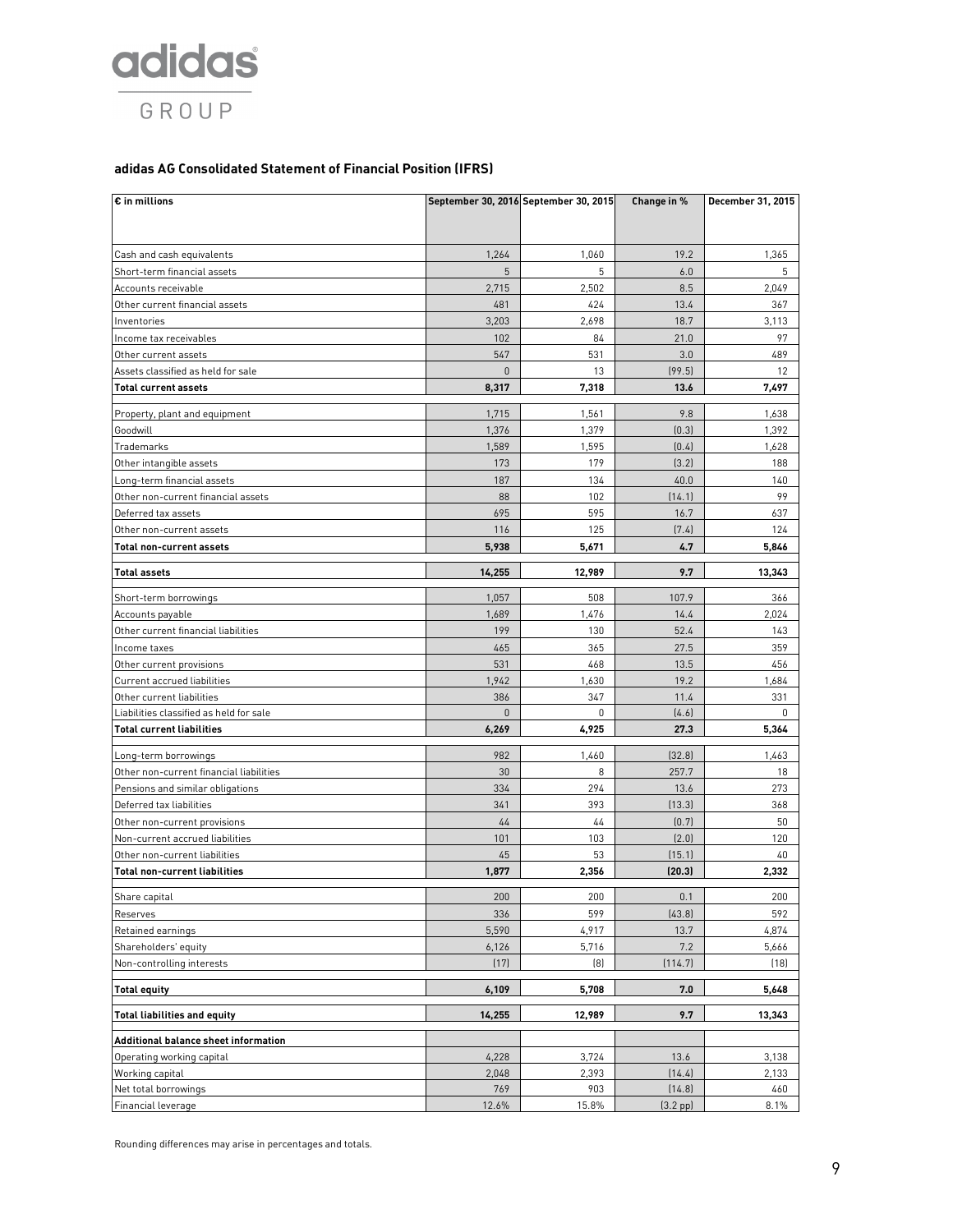adidas GROUP

## adidas AG Consolidated Statement of Financial Position (IFRS)

| € in millions | September 30, 2016 | September 30, 2015 | Change in % | December 31, 2015 |
|---|---|---|---|---|
| Cash and cash equivalents | 1,264 | 1,060 | 19.2 | 1,365 |
| Short-term financial assets | 5 | 5 | 6.0 | 5 |
| Accounts receivable | 2,715 | 2,502 | 8.5 | 2,049 |
| Other current financial assets | 481 | 424 | 13.4 | 367 |
| Inventories | 3,203 | 2,698 | 18.7 | 3,113 |
| Income tax receivables | 102 | 84 | 21.0 | 97 |
| Other current assets | 547 | 531 | 3.0 | 489 |
| Assets classified as held for sale | 0 | 13 | (99.5) | 12 |
| **Total current assets** | **8,317** | **7,318** | **13.6** | **7,497** |
| Property, plant and equipment | 1,715 | 1,561 | 9.8 | 1,638 |
| Goodwill | 1,376 | 1,379 | (0.3) | 1,392 |
| Trademarks | 1,589 | 1,595 | (0.4) | 1,628 |
| Other intangible assets | 173 | 179 | (3.2) | 188 |
| Long-term financial assets | 187 | 134 | 40.0 | 140 |
| Other non-current financial assets | 88 | 102 | (14.1) | 99 |
| Deferred tax assets | 695 | 595 | 16.7 | 637 |
| Other non-current assets | 116 | 125 | (7.4) | 124 |
| **Total non-current assets** | **5,938** | **5,671** | **4.7** | **5,846** |
| **Total assets** | **14,255** | **12,989** | **9.7** | **13,343** |
| Short-term borrowings | 1,057 | 508 | 107.9 | 366 |
| Accounts payable | 1,689 | 1,476 | 14.4 | 2,024 |
| Other current financial liabilities | 199 | 130 | 52.4 | 143 |
| Income taxes | 465 | 365 | 27.5 | 359 |
| Other current provisions | 531 | 468 | 13.5 | 456 |
| Current accrued liabilities | 1,942 | 1,630 | 19.2 | 1,684 |
| Other current liabilities | 386 | 347 | 11.4 | 331 |
| Liabilities classified as held for sale | 0 | 0 | (4.6) | 0 |
| **Total current liabilities** | **6,269** | **4,925** | **27.3** | **5,364** |
| Long-term borrowings | 982 | 1,460 | (32.8) | 1,463 |
| Other non-current financial liabilities | 30 | 8 | 257.7 | 18 |
| Pensions and similar obligations | 334 | 294 | 13.6 | 273 |
| Deferred tax liabilities | 341 | 393 | (13.3) | 368 |
| Other non-current provisions | 44 | 44 | (0.7) | 50 |
| Non-current accrued liabilities | 101 | 103 | (2.0) | 120 |
| Other non-current liabilities | 45 | 53 | (15.1) | 40 |
| **Total non-current liabilities** | **1,877** | **2,356** | **(20.3)** | **2,332** |
| Share capital | 200 | 200 | 0.1 | 200 |
| Reserves | 336 | 599 | (43.8) | 592 |
| Retained earnings | 5,590 | 4,917 | 13.7 | 4,874 |
| Shareholders' equity | 6,126 | 5,716 | 7.2 | 5,666 |
| Non-controlling interests | (17) | (8) | (114.7) | (18) |
| **Total equity** | **6,109** | **5,708** | **7.0** | **5,648** |
| **Total liabilities and equity** | **14,255** | **12,989** | **9.7** | **13,343** |
| **Additional balance sheet information** | | | | |
| Operating working capital | 4,228 | 3,724 | 13.6 | 3,138 |
| Working capital | 2,048 | 2,393 | (14.4) | 2,133 |
| Net total borrowings | 769 | 903 | (14.8) | 460 |
| Financial leverage | 12.6% | 15.8% | (3.2 pp) | 8.1% |

Rounding differences may arise in percentages and totals.